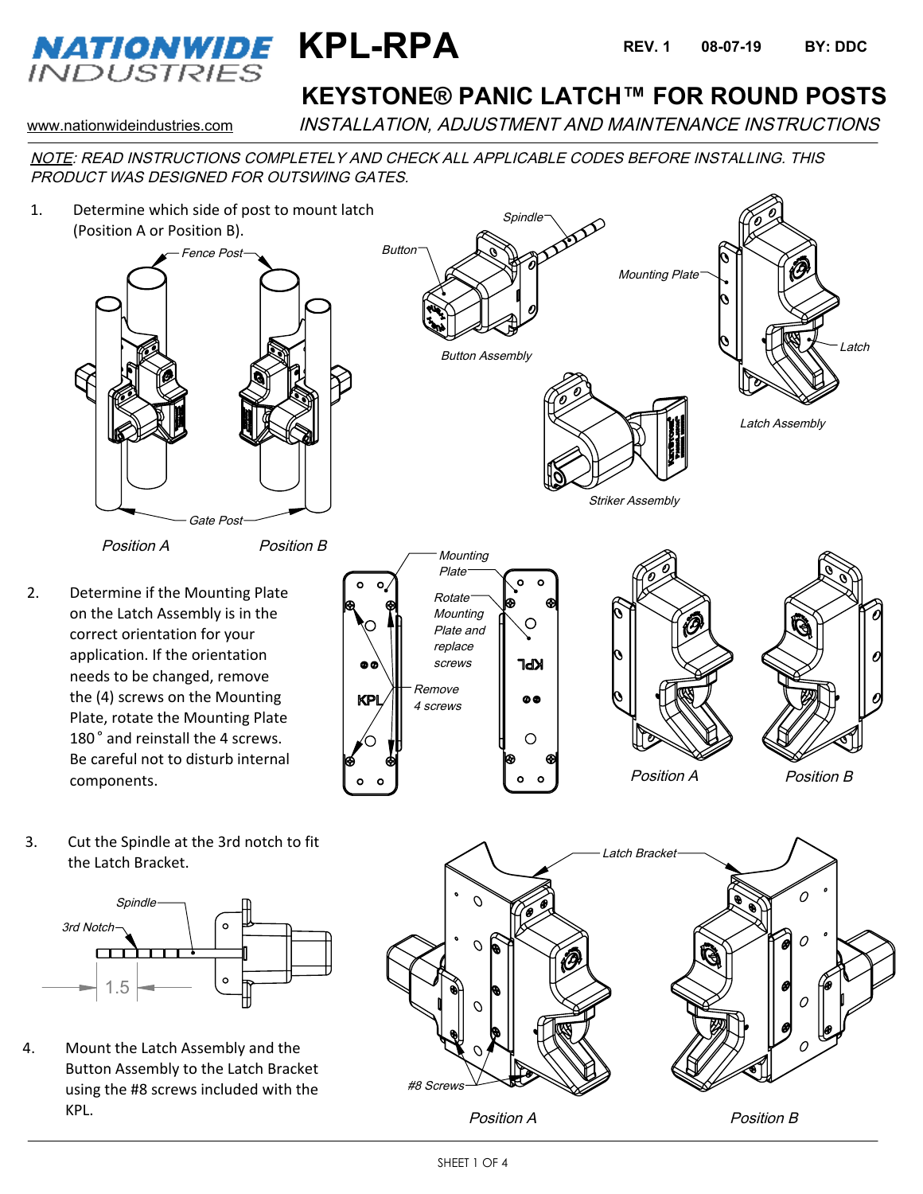# NATIONWIDE INDUSTRIES

# KPL-RPA

**REV. 1 08-07-19 BY: DDC**

## KEYSTONE® PANIC LATCH™ FOR ROUND POSTS

www.nationwideindustries.com

*INSTALLATION, ADJUSTMENT AND MAINTENANCE INSTRUCTIONS*

*NOTE: READ INSTRUCTIONS COMPLETELY AND CHECK ALL APPLICABLE CODES BEFORE INSTALLING. THIS PRODUCT WAS DESIGNED FOR OUTSWING GATES.*

1. Determine which side of post to mount latch (Position A or Position B).

*Fence Post*, *Gate Post*, *Position A*, *Position B*

*Button*, *Spindle*, *Button Assembly*, *Mounting Plate*, *Latch*, *Latch Assembly*, *Striker Assembly*

2. Determine if the Mounting Plate on the Latch Assembly is in the correct orientation for your application. If the orientation needs to be changed, remove the (4) screws on the Mounting Plate, rotate the Mounting Plate 180˚ and reinstall the 4 screws. Be careful not to disturb internal components.

*Mounting Plate*, *Rotate Mounting Plate and replace screws*, *Remove 4 screws*, *Position A*, *Position B*

3. Cut the Spindle at the 3rd notch to fit the Latch Bracket.

*Spindle*, *3rd Notch*, 1.5

4. Mount the Latch Assembly and the Button Assembly to the Latch Bracket using the #8 screws included with the KPL.

*Latch Bracket*, *#8 Screws*, *Position A*, *Position B*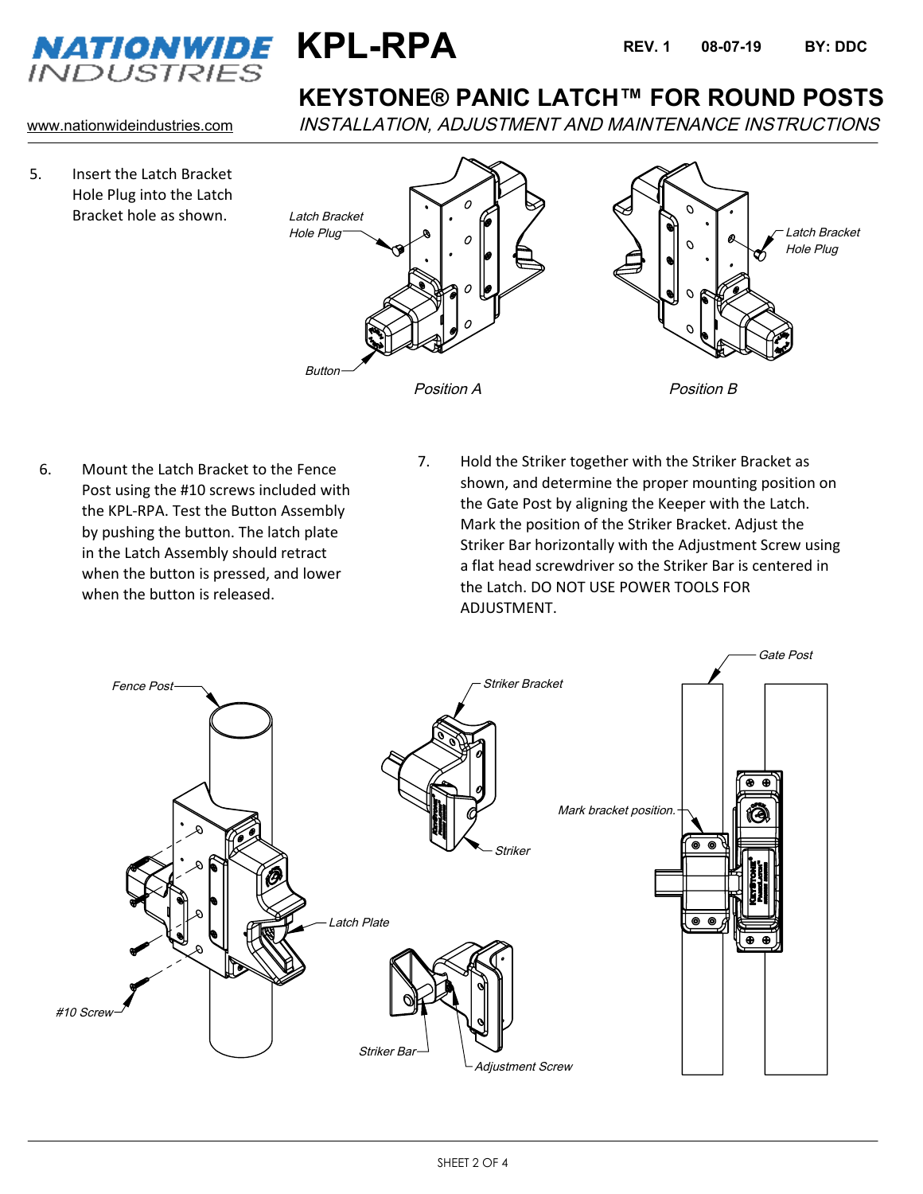5. Insert the Latch Bracket Hole Plug into the Latch Bracket hole as shown.

Latch Bracket Hole Plug

Button

*Position A*

*Position B*

6. Mount the Latch Bracket to the Fence Post using the #10 screws included with the KPL-RPA. Test the Button Assembly by pushing the button. The latch plate in the Latch Assembly should retract when the button is pressed, and lower when the button is released.

7. Hold the Striker together with the Striker Bracket as shown, and determine the proper mounting position on the Gate Post by aligning the Keeper with the Latch. Mark the position of the Striker Bracket. Adjust the Striker Bar horizontally with the Adjustment Screw using a flat head screwdriver so the Striker Bar is centered in the Latch. DO NOT USE POWER TOOLS FOR ADJUSTMENT.

*Fence Post*

*Latch Plate*

*#10 Screw*

*Striker Bracket*

*Striker*

*Striker Bar*

*Adjustment Screw*

*Gate Post*

*Mark bracket position.*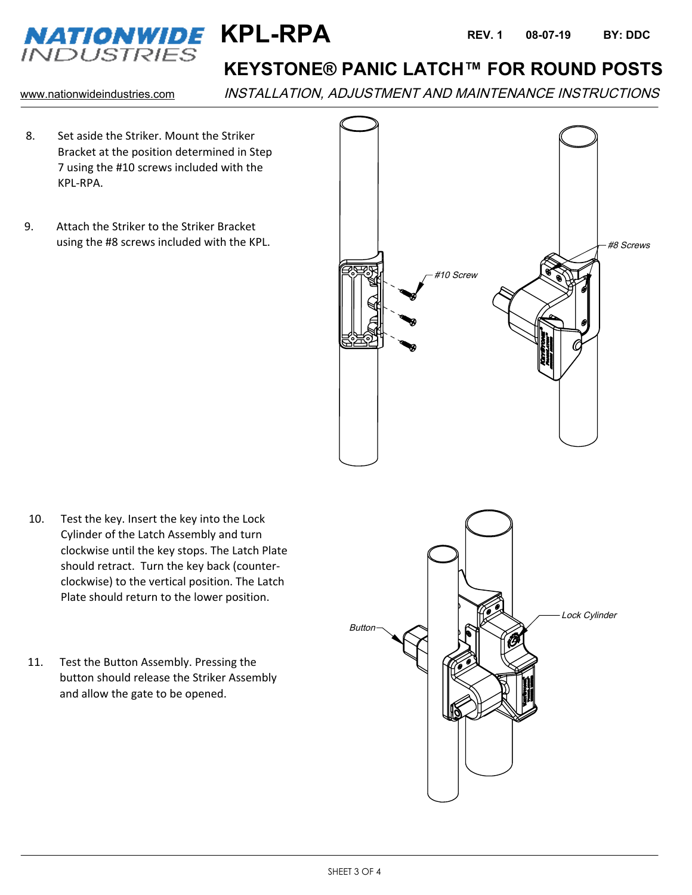# KPL-RPA

REV. 1 08-07-19 BY: DDC

## KEYSTONE® PANIC LATCH™ FOR ROUND POSTS

www.nationwideindustries.com

*INSTALLATION, ADJUSTMENT AND MAINTENANCE INSTRUCTIONS*

8. Set aside the Striker. Mount the Striker Bracket at the position determined in Step 7 using the #10 screws included with the KPL-RPA.

9. Attach the Striker to the Striker Bracket using the #8 screws included with the KPL.

*#10 Screw*

*#8 Screws*

10. Test the key. Insert the key into the Lock Cylinder of the Latch Assembly and turn clockwise until the key stops. The Latch Plate should retract. Turn the key back (counter-clockwise) to the vertical position. The Latch Plate should return to the lower position.

11. Test the Button Assembly. Pressing the button should release the Striker Assembly and allow the gate to be opened.

*Button*

*Lock Cylinder*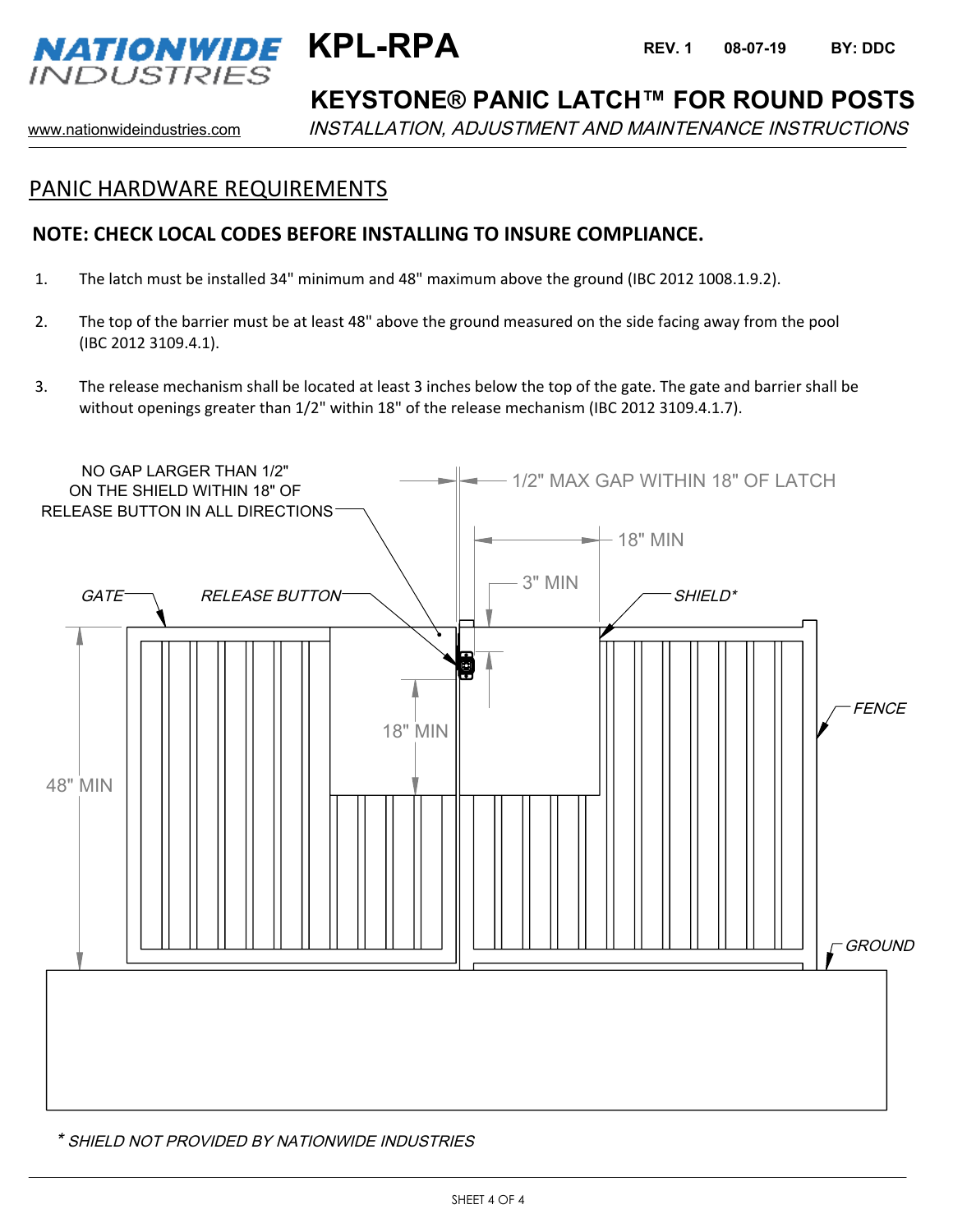# NATIONWIDE INDUSTRIES

# KPL-RPA

REV. 1 08-07-19 BY: DDC

## KEYSTONE® PANIC LATCH™ FOR ROUND POSTS

www.nationwideindustries.com

*INSTALLATION, ADJUSTMENT AND MAINTENANCE INSTRUCTIONS*

## PANIC HARDWARE REQUIREMENTS

**NOTE: CHECK LOCAL CODES BEFORE INSTALLING TO INSURE COMPLIANCE.**

1. The latch must be installed 34" minimum and 48" maximum above the ground (IBC 2012 1008.1.9.2).
2. The top of the barrier must be at least 48" above the ground measured on the side facing away from the pool (IBC 2012 3109.4.1).
3. The release mechanism shall be located at least 3 inches below the top of the gate. The gate and barrier shall be without openings greater than 1/2" within 18" of the release mechanism (IBC 2012 3109.4.1.7).

NO GAP LARGER THAN 1/2" ON THE SHIELD WITHIN 18" OF RELEASE BUTTON IN ALL DIRECTIONS

1/2" MAX GAP WITHIN 18" OF LATCH

18" MIN

3" MIN

GATE

RELEASE BUTTON

SHIELD*

FENCE

18" MIN

48" MIN

GROUND

*\* SHIELD NOT PROVIDED BY NATIONWIDE INDUSTRIES*